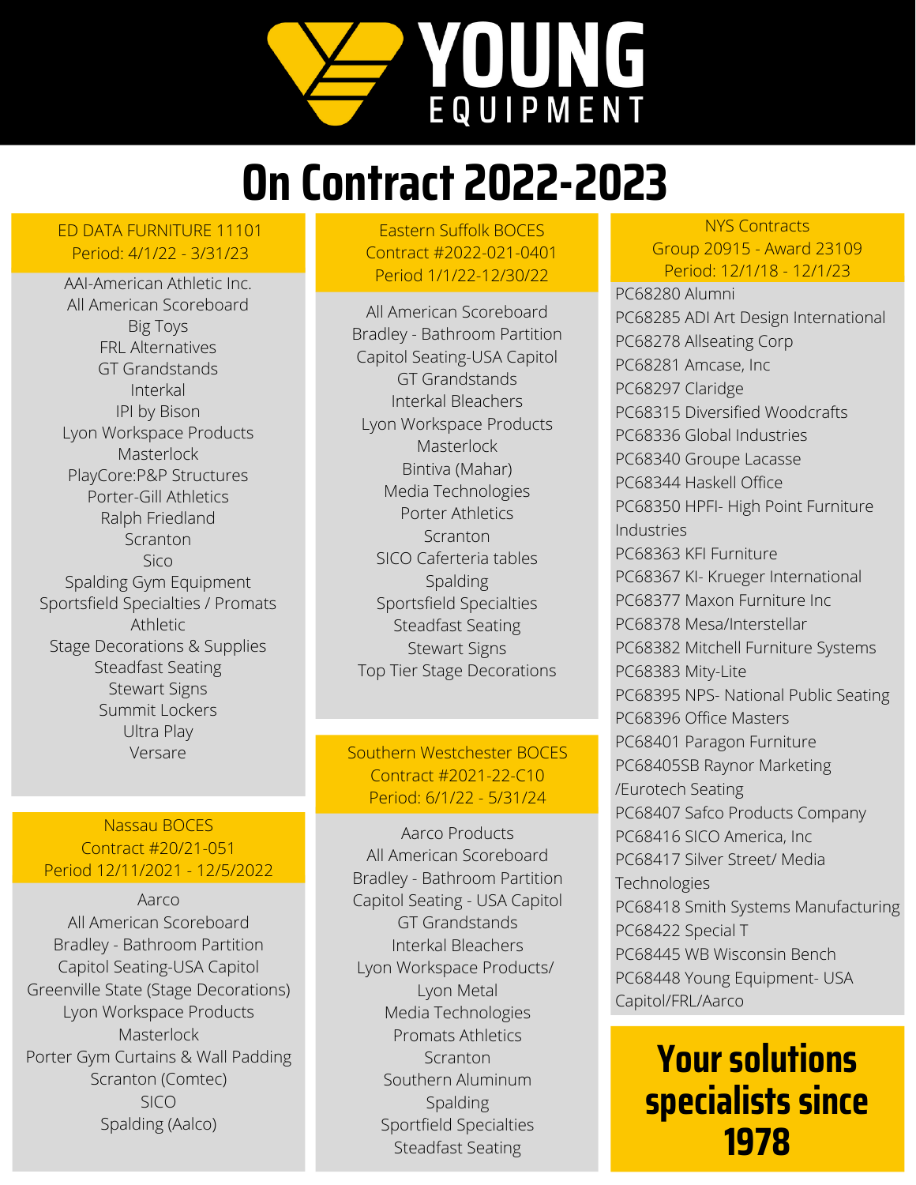YOUNG EQUIPMENT

# On Contract 2022-2023

## ED DATA FURNITURE 11101
Period: 4/1/22 - 3/31/23

AAI-American Athletic Inc.
All American Scoreboard
Big Toys
FRL Alternatives
GT Grandstands
Interkal
IPI by Bison
Lyon Workspace Products
Masterlock
PlayCore:P&P Structures
Porter-Gill Athletics
Ralph Friedland
Scranton
Sico
Spalding Gym Equipment
Sportsfield Specialties / Promats Athletic
Stage Decorations & Supplies
Steadfast Seating
Stewart Signs
Summit Lockers
Ultra Play
Versare

## Nassau BOCES
Contract #20/21-051
Period 12/11/2021 - 12/5/2022

Aarco
All American Scoreboard
Bradley - Bathroom Partition
Capitol Seating-USA Capitol
Greenville State (Stage Decorations)
Lyon Workspace Products
Masterlock
Porter Gym Curtains & Wall Padding
Scranton (Comtec)
SICO
Spalding (Aalco)

## Eastern Suffolk BOCES
Contract #2022-021-0401
Period 1/1/22-12/30/22

All American Scoreboard
Bradley - Bathroom Partition
Capitol Seating-USA Capitol
GT Grandstands
Interkal Bleachers
Lyon Workspace Products
Masterlock
Bintiva (Mahar)
Media Technologies
Porter Athletics
Scranton
SICO Caferteria tables
Spalding
Sportsfield Specialties
Steadfast Seating
Stewart Signs
Top Tier Stage Decorations

## Southern Westchester BOCES
Contract #2021-22-C10
Period: 6/1/22 - 5/31/24

Aarco Products
All American Scoreboard
Bradley - Bathroom Partition
Capitol Seating - USA Capitol
GT Grandstands
Interkal Bleachers
Lyon Workspace Products/ Lyon Metal
Media Technologies
Promats Athletics
Scranton
Southern Aluminum
Spalding
Sportfield Specialties
Steadfast Seating

## NYS Contracts
Group 20915 - Award 23109
Period: 12/1/18 - 12/1/23

PC68280 Alumni
PC68285 ADI Art Design International
PC68278 Allseating Corp
PC68281 Amcase, Inc
PC68297 Claridge
PC68315 Diversified Woodcrafts
PC68336 Global Industries
PC68340 Groupe Lacasse
PC68344 Haskell Office
PC68350 HPFI- High Point Furniture Industries
PC68363 KFI Furniture
PC68367 KI- Krueger International
PC68377 Maxon Furniture Inc
PC68378 Mesa/Interstellar
PC68382 Mitchell Furniture Systems
PC68383 Mity-Lite
PC68395 NPS- National Public Seating
PC68396 Office Masters
PC68401 Paragon Furniture
PC68405SB Raynor Marketing /Eurotech Seating
PC68407 Safco Products Company
PC68416 SICO America, Inc
PC68417 Silver Street/ Media Technologies
PC68418 Smith Systems Manufacturing
PC68422 Special T
PC68445 WB Wisconsin Bench
PC68448 Young Equipment- USA Capitol/FRL/Aarco

**Your solutions specialists since 1978**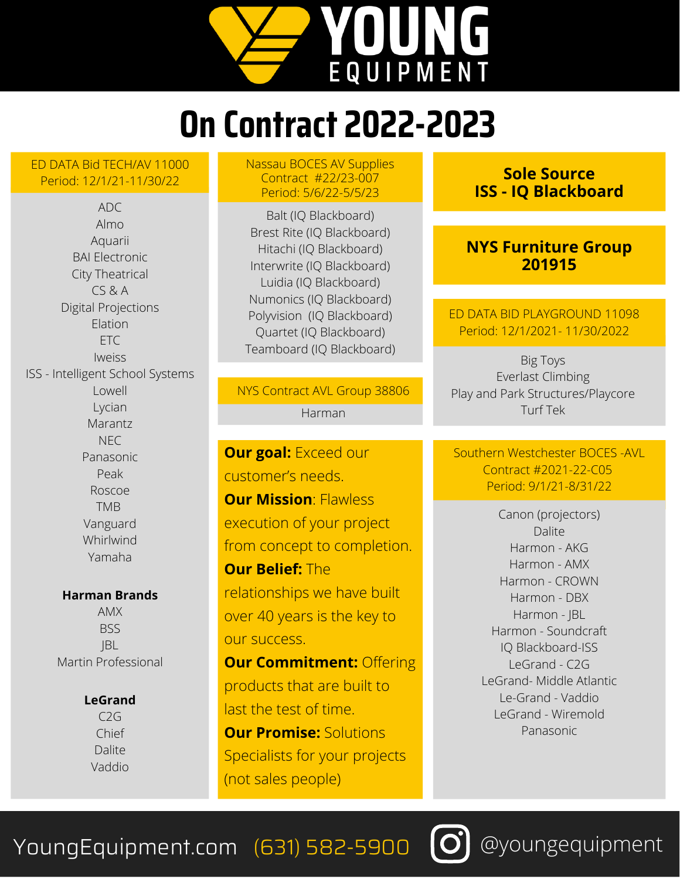# YOUNG EQUIPMENT

# On Contract 2022-2023

## ED DATA Bid TECH/AV 11000
Period: 12/1/21-11/30/22

ADC
Almo
Aquarii
BAI Electronic
City Theatrical
CS & A
Digital Projections
Elation
ETC
Iweiss
ISS - Intelligent School Systems
Lowell
Lycian
Marantz
NEC
Panasonic
Peak
Roscoe
TMB
Vanguard
Whirlwind
Yamaha

**Harman Brands**

AMX
BSS
JBL
Martin Professional

**LeGrand**

C2G
Chief
Dalite
Vaddio

## Nassau BOCES AV Supplies
Contract #22/23-007
Period: 5/6/22-5/5/23

Balt (IQ Blackboard)
Brest Rite (IQ Blackboard)
Hitachi (IQ Blackboard)
Interwrite (IQ Blackboard)
Luidia (IQ Blackboard)
Numonics (IQ Blackboard)
Polyvision (IQ Blackboard)
Quartet (IQ Blackboard)
Teamboard (IQ Blackboard)

## NYS Contract AVL Group 38806

Harman

**Our goal:** Exceed our customer's needs.

**Our Mission**: Flawless execution of your project from concept to completion.

**Our Belief:** The relationships we have built over 40 years is the key to our success.

**Our Commitment:** Offering products that are built to last the test of time.

**Our Promise:** Solutions Specialists for your projects (not sales people)

## Sole Source
## ISS - IQ Blackboard

## NYS Furniture Group 201915

## ED DATA BID PLAYGROUND 11098
Period: 12/1/2021- 11/30/2022

Big Toys
Everlast Climbing
Play and Park Structures/Playcore
Turf Tek

## Southern Westchester BOCES -AVL
Contract #2021-22-C05
Period: 9/1/21-8/31/22

Canon (projectors)
Dalite
Harmon - AKG
Harmon - AMX
Harmon - CROWN
Harmon - DBX
Harmon - JBL
Harmon - Soundcraft
IQ Blackboard-ISS
LeGrand - C2G
LeGrand- Middle Atlantic
Le-Grand - Vaddio
LeGrand - Wiremold
Panasonic

YoungEquipment.com (631) 582-5900 @youngequipment